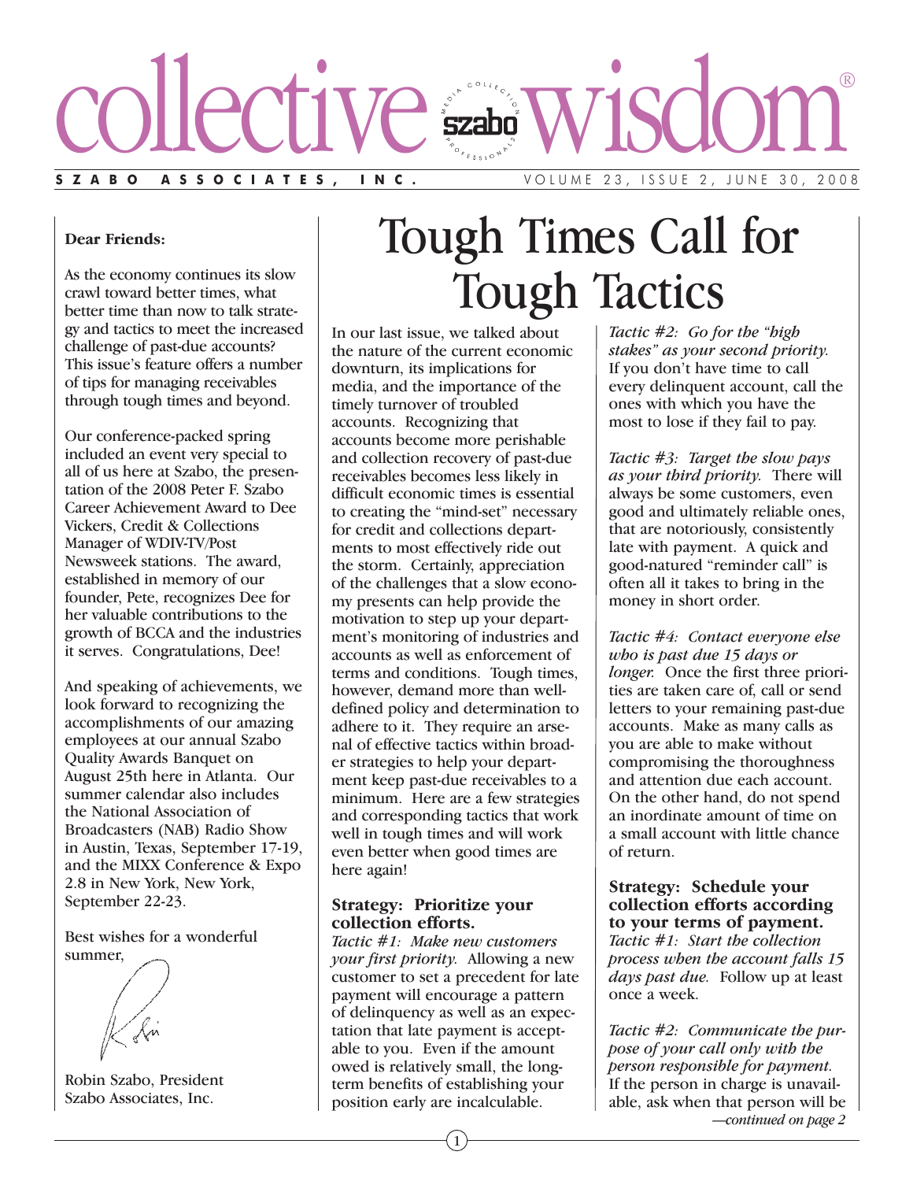# collective wisdom®

**SZABO ASSOCIATES, INC.** VOLUME 23, ISSUE 2, JUNE 30, 2008

**Dear Friends:**

As the economy continues its slow crawl toward better times, what better time than now to talk strategy and tactics to meet the increased challenge of past-due accounts? This issue's feature offers a number of tips for managing receivables through tough times and beyond.

Our conference-packed spring included an event very special to all of us here at Szabo, the presentation of the 2008 Peter F. Szabo Career Achievement Award to Dee Vickers, Credit & Collections Manager of WDIV-TV/Post Newsweek stations. The award, established in memory of our founder, Pete, recognizes Dee for her valuable contributions to the growth of BCCA and the industries it serves. Congratulations, Dee!

And speaking of achievements, we look forward to recognizing the accomplishments of our amazing employees at our annual Szabo Quality Awards Banquet on August 25th here in Atlanta. Our summer calendar also includes the National Association of Broadcasters (NAB) Radio Show in Austin, Texas, September 17-19, and the MIXX Conference & Expo 2.8 in New York, New York, September 22-23.

Best wishes for a wonderful summer,

Robin Szabo, President
Szabo Associates, Inc.

# Tough Times Call for Tough Tactics

In our last issue, we talked about the nature of the current economic downturn, its implications for media, and the importance of the timely turnover of troubled accounts. Recognizing that accounts become more perishable and collection recovery of past-due receivables becomes less likely in difficult economic times is essential to creating the "mind-set" necessary for credit and collections departments to most effectively ride out the storm. Certainly, appreciation of the challenges that a slow economy presents can help provide the motivation to step up your department's monitoring of industries and accounts as well as enforcement of terms and conditions. Tough times, however, demand more than well-defined policy and determination to adhere to it. They require an arsenal of effective tactics within broader strategies to help your department keep past-due receivables to a minimum. Here are a few strategies and corresponding tactics that work well in tough times and will work even better when good times are here again!

### Strategy: Prioritize your collection efforts.

*Tactic #1: Make new customers your first priority.* Allowing a new customer to set a precedent for late payment will encourage a pattern of delinquency as well as an expectation that late payment is acceptable to you. Even if the amount owed is relatively small, the long-term benefits of establishing your position early are incalculable.

*Tactic #2: Go for the "high stakes" as your second priority.* If you don't have time to call every delinquent account, call the ones with which you have the most to lose if they fail to pay.

*Tactic #3: Target the slow pays as your third priority.* There will always be some customers, even good and ultimately reliable ones, that are notoriously, consistently late with payment. A quick and good-natured "reminder call" is often all it takes to bring in the money in short order.

*Tactic #4: Contact everyone else who is past due 15 days or longer.* Once the first three priorities are taken care of, call or send letters to your remaining past-due accounts. Make as many calls as you are able to make without compromising the thoroughness and attention due each account. On the other hand, do not spend an inordinate amount of time on a small account with little chance of return.

### Strategy: Schedule your collection efforts according to your terms of payment.

*Tactic #1: Start the collection process when the account falls 15 days past due.* Follow up at least once a week.

*Tactic #2: Communicate the purpose of your call only with the person responsible for payment.* If the person in charge is unavailable, ask when that person will be

*—continued on page 2*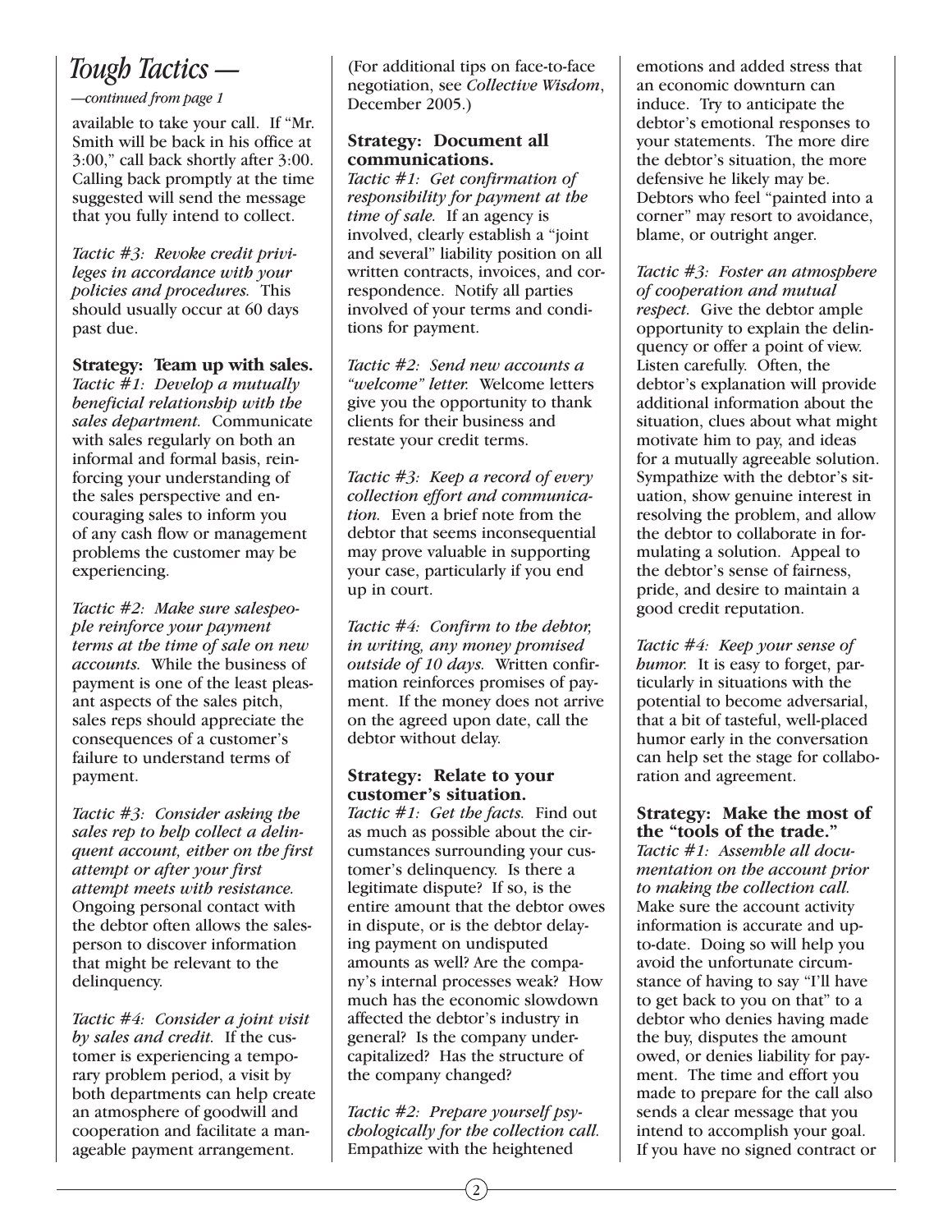## Tough Tactics —

*—continued from page 1*

available to take your call. If "Mr. Smith will be back in his office at 3:00," call back shortly after 3:00. Calling back promptly at the time suggested will send the message that you fully intend to collect.

*Tactic #3: Revoke credit privileges in accordance with your policies and procedures.* This should usually occur at 60 days past due.

**Strategy: Team up with sales.**

*Tactic #1: Develop a mutually beneficial relationship with the sales department.* Communicate with sales regularly on both an informal and formal basis, reinforcing your understanding of the sales perspective and encouraging sales to inform you of any cash flow or management problems the customer may be experiencing.

*Tactic #2: Make sure salespeople reinforce your payment terms at the time of sale on new accounts.* While the business of payment is one of the least pleasant aspects of the sales pitch, sales reps should appreciate the consequences of a customer's failure to understand terms of payment.

*Tactic #3: Consider asking the sales rep to help collect a delinquent account, either on the first attempt or after your first attempt meets with resistance.* Ongoing personal contact with the debtor often allows the salesperson to discover information that might be relevant to the delinquency.

*Tactic #4: Consider a joint visit by sales and credit.* If the customer is experiencing a temporary problem period, a visit by both departments can help create an atmosphere of goodwill and cooperation and facilitate a manageable payment arrangement.

(For additional tips on face-to-face negotiation, see *Collective Wisdom*, December 2005.)

**Strategy: Document all communications.**

*Tactic #1: Get confirmation of responsibility for payment at the time of sale.* If an agency is involved, clearly establish a "joint and several" liability position on all written contracts, invoices, and correspondence. Notify all parties involved of your terms and conditions for payment.

*Tactic #2: Send new accounts a "welcome" letter.* Welcome letters give you the opportunity to thank clients for their business and restate your credit terms.

*Tactic #3: Keep a record of every collection effort and communication.* Even a brief note from the debtor that seems inconsequential may prove valuable in supporting your case, particularly if you end up in court.

*Tactic #4: Confirm to the debtor, in writing, any money promised outside of 10 days.* Written confirmation reinforces promises of payment. If the money does not arrive on the agreed upon date, call the debtor without delay.

**Strategy: Relate to your customer's situation.**

*Tactic #1: Get the facts.* Find out as much as possible about the circumstances surrounding your customer's delinquency. Is there a legitimate dispute? If so, is the entire amount that the debtor owes in dispute, or is the debtor delaying payment on undisputed amounts as well? Are the company's internal processes weak? How much has the economic slowdown affected the debtor's industry in general? Is the company undercapitalized? Has the structure of the company changed?

*Tactic #2: Prepare yourself psychologically for the collection call.* Empathize with the heightened emotions and added stress that an economic downturn can induce. Try to anticipate the debtor's emotional responses to your statements. The more dire the debtor's situation, the more defensive he likely may be. Debtors who feel "painted into a corner" may resort to avoidance, blame, or outright anger.

*Tactic #3: Foster an atmosphere of cooperation and mutual respect.* Give the debtor ample opportunity to explain the delinquency or offer a point of view. Listen carefully. Often, the debtor's explanation will provide additional information about the situation, clues about what might motivate him to pay, and ideas for a mutually agreeable solution. Sympathize with the debtor's situation, show genuine interest in resolving the problem, and allow the debtor to collaborate in formulating a solution. Appeal to the debtor's sense of fairness, pride, and desire to maintain a good credit reputation.

*Tactic #4: Keep your sense of humor.* It is easy to forget, particularly in situations with the potential to become adversarial, that a bit of tasteful, well-placed humor early in the conversation can help set the stage for collaboration and agreement.

**Strategy: Make the most of the "tools of the trade."**

*Tactic #1: Assemble all documentation on the account prior to making the collection call.* Make sure the account activity information is accurate and up-to-date. Doing so will help you avoid the unfortunate circumstance of having to say "I'll have to get back to you on that" to a debtor who denies having made the buy, disputes the amount owed, or denies liability for payment. The time and effort you made to prepare for the call also sends a clear message that you intend to accomplish your goal. If you have no signed contract or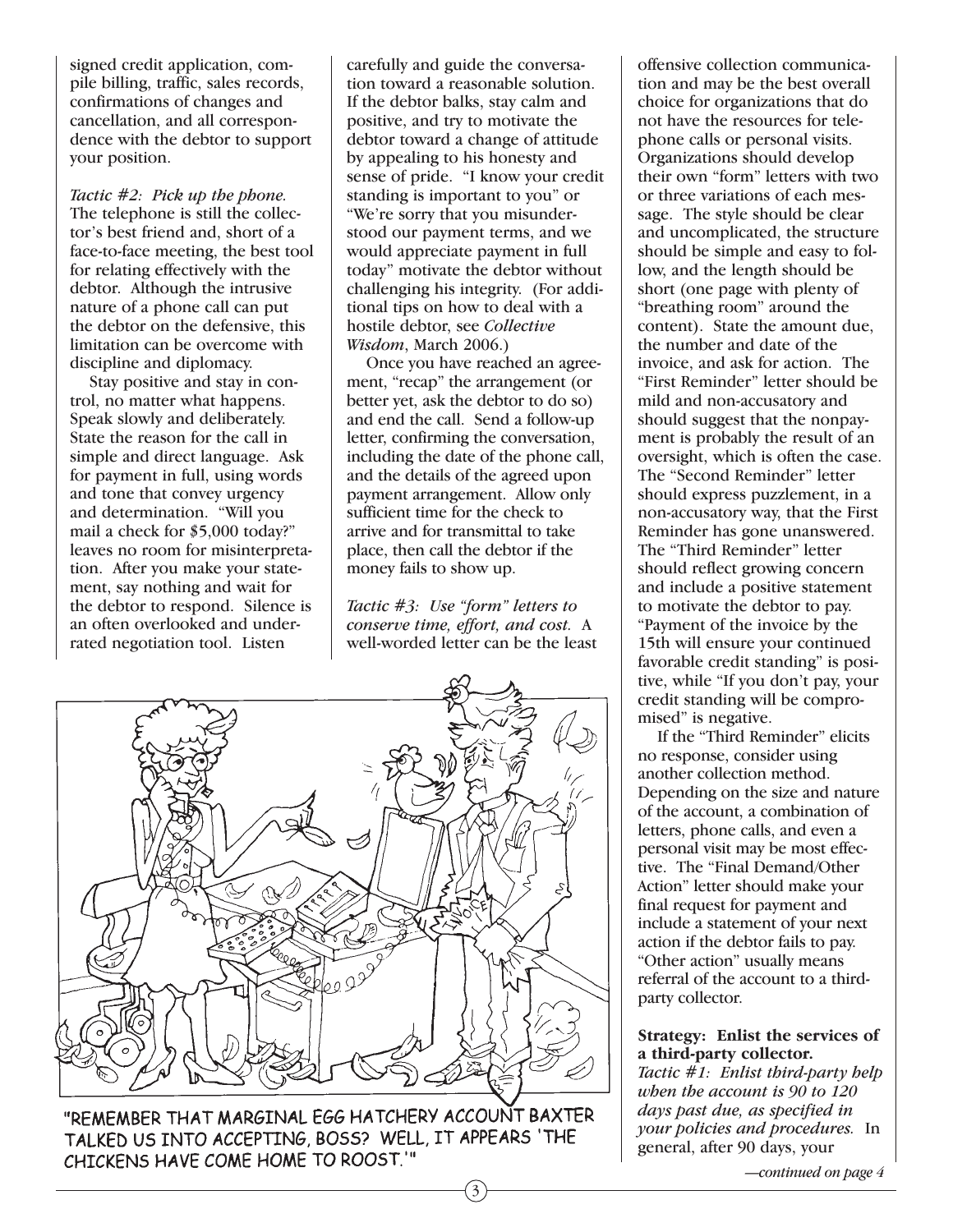signed credit application, compile billing, traffic, sales records, confirmations of changes and cancellation, and all correspondence with the debtor to support your position.

*Tactic #2: Pick up the phone.* The telephone is still the collector's best friend and, short of a face-to-face meeting, the best tool for relating effectively with the debtor. Although the intrusive nature of a phone call can put the debtor on the defensive, this limitation can be overcome with discipline and diplomacy.

Stay positive and stay in control, no matter what happens. Speak slowly and deliberately. State the reason for the call in simple and direct language. Ask for payment in full, using words and tone that convey urgency and determination. "Will you mail a check for $5,000 today?" leaves no room for misinterpretation. After you make your statement, say nothing and wait for the debtor to respond. Silence is an often overlooked and underrated negotiation tool. Listen carefully and guide the conversation toward a reasonable solution. If the debtor balks, stay calm and positive, and try to motivate the debtor toward a change of attitude by appealing to his honesty and sense of pride. "I know your credit standing is important to you" or "We're sorry that you misunderstood our payment terms, and we would appreciate payment in full today" motivate the debtor without challenging his integrity. (For additional tips on how to deal with a hostile debtor, see *Collective Wisdom*, March 2006.)

Once you have reached an agreement, "recap" the arrangement (or better yet, ask the debtor to do so) and end the call. Send a follow-up letter, confirming the conversation, including the date of the phone call, and the details of the agreed upon payment arrangement. Allow only sufficient time for the check to arrive and for transmittal to take place, then call the debtor if the money fails to show up.

*Tactic #3: Use "form" letters to conserve time, effort, and cost.* A well-worded letter can be the least offensive collection communication and may be the best overall choice for organizations that do not have the resources for telephone calls or personal visits. Organizations should develop their own "form" letters with two or three variations of each message. The style should be clear and uncomplicated, the structure should be simple and easy to follow, and the length should be short (one page with plenty of "breathing room" around the content). State the amount due, the number and date of the invoice, and ask for action. The "First Reminder" letter should be mild and non-accusatory and should suggest that the nonpayment is probably the result of an oversight, which is often the case. The "Second Reminder" letter should express puzzlement, in a non-accusatory way, that the First Reminder has gone unanswered. The "Third Reminder" letter should reflect growing concern and include a positive statement to motivate the debtor to pay. "Payment of the invoice by the 15th will ensure your continued favorable credit standing" is positive, while "If you don't pay, your credit standing will be compromised" is negative.

If the "Third Reminder" elicits no response, consider using another collection method. Depending on the size and nature of the account, a combination of letters, phone calls, and even a personal visit may be most effective. The "Final Demand/Other Action" letter should make your final request for payment and include a statement of your next action if the debtor fails to pay. "Other action" usually means referral of the account to a third-party collector.

"REMEMBER THAT MARGINAL EGG HATCHERY ACCOUNT BAXTER TALKED US INTO ACCEPTING, BOSS? WELL, IT APPEARS 'THE CHICKENS HAVE COME HOME TO ROOST.'"

**Strategy: Enlist the services of a third-party collector.**

*Tactic #1: Enlist third-party help when the account is 90 to 120 days past due, as specified in your policies and procedures.* In general, after 90 days, your

*—continued on page 4*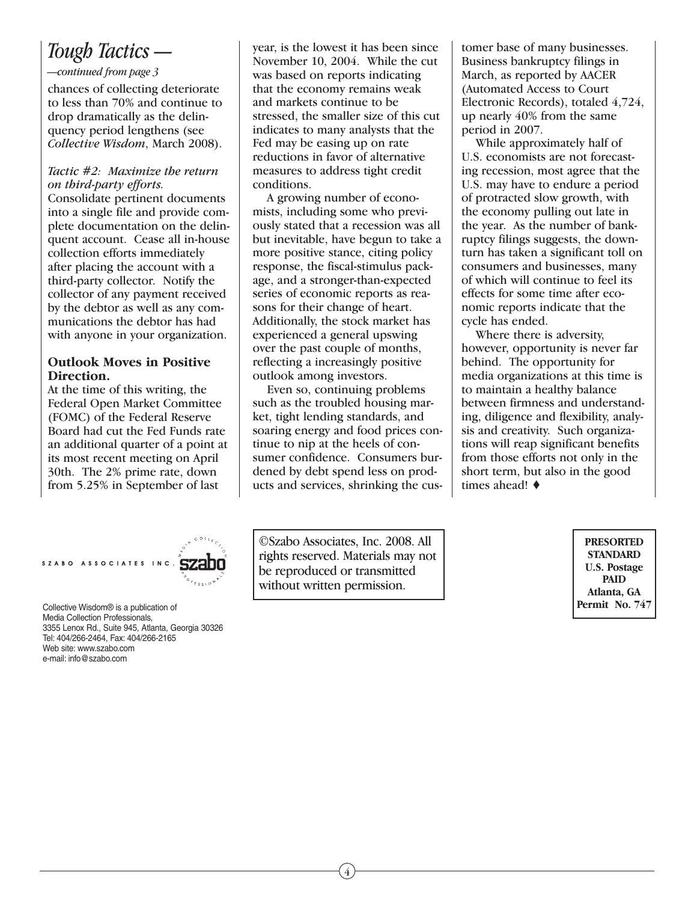# Tough Tactics —

*—continued from page 3*

chances of collecting deteriorate to less than 70% and continue to drop dramatically as the delinquency period lengthens (see *Collective Wisdom*, March 2008).

*Tactic #2: Maximize the return on third-party efforts.*
Consolidate pertinent documents into a single file and provide complete documentation on the delinquent account. Cease all in-house collection efforts immediately after placing the account with a third-party collector. Notify the collector of any payment received by the debtor as well as any communications the debtor has had with anyone in your organization.

### Outlook Moves in Positive Direction.

At the time of this writing, the Federal Open Market Committee (FOMC) of the Federal Reserve Board had cut the Fed Funds rate an additional quarter of a point at its most recent meeting on April 30th. The 2% prime rate, down from 5.25% in September of last year, is the lowest it has been since November 10, 2004. While the cut was based on reports indicating that the economy remains weak and markets continue to be stressed, the smaller size of this cut indicates to many analysts that the Fed may be easing up on rate reductions in favor of alternative measures to address tight credit conditions.

A growing number of economists, including some who previously stated that a recession was all but inevitable, have begun to take a more positive stance, citing policy response, the fiscal-stimulus package, and a stronger-than-expected series of economic reports as reasons for their change of heart. Additionally, the stock market has experienced a general upswing over the past couple of months, reflecting a increasingly positive outlook among investors.

Even so, continuing problems such as the troubled housing market, tight lending standards, and soaring energy and food prices continue to nip at the heels of consumer confidence. Consumers burdened by debt spend less on products and services, shrinking the customer base of many businesses. Business bankruptcy filings in March, as reported by AACER (Automated Access to Court Electronic Records), totaled 4,724, up nearly 40% from the same period in 2007.

While approximately half of U.S. economists are not forecasting recession, most agree that the U.S. may have to endure a period of protracted slow growth, with the economy pulling out late in the year. As the number of bankruptcy filings suggests, the downturn has taken a significant toll on consumers and businesses, many of which will continue to feel its effects for some time after economic reports indicate that the cycle has ended.

Where there is adversity, however, opportunity is never far behind. The opportunity for media organizations at this time is to maintain a healthy balance between firmness and understanding, diligence and flexibility, analysis and creativity. Such organizations will reap significant benefits from those efforts not only in the short term, but also in the good times ahead! ♦

SZABO ASSOCIATES INC. szabo MEDIA COLLECTION PROFESSIONALS

Collective Wisdom® is a publication of
Media Collection Professionals,
3355 Lenox Rd., Suite 945, Atlanta, Georgia 30326
Tel: 404/266-2464, Fax: 404/266-2165
Web site: www.szabo.com
e-mail: info@szabo.com

©Szabo Associates, Inc. 2008. All rights reserved. Materials may not be reproduced or transmitted without written permission.

**PRESORTED STANDARD U.S. Postage PAID Atlanta, GA Permit No. 747**